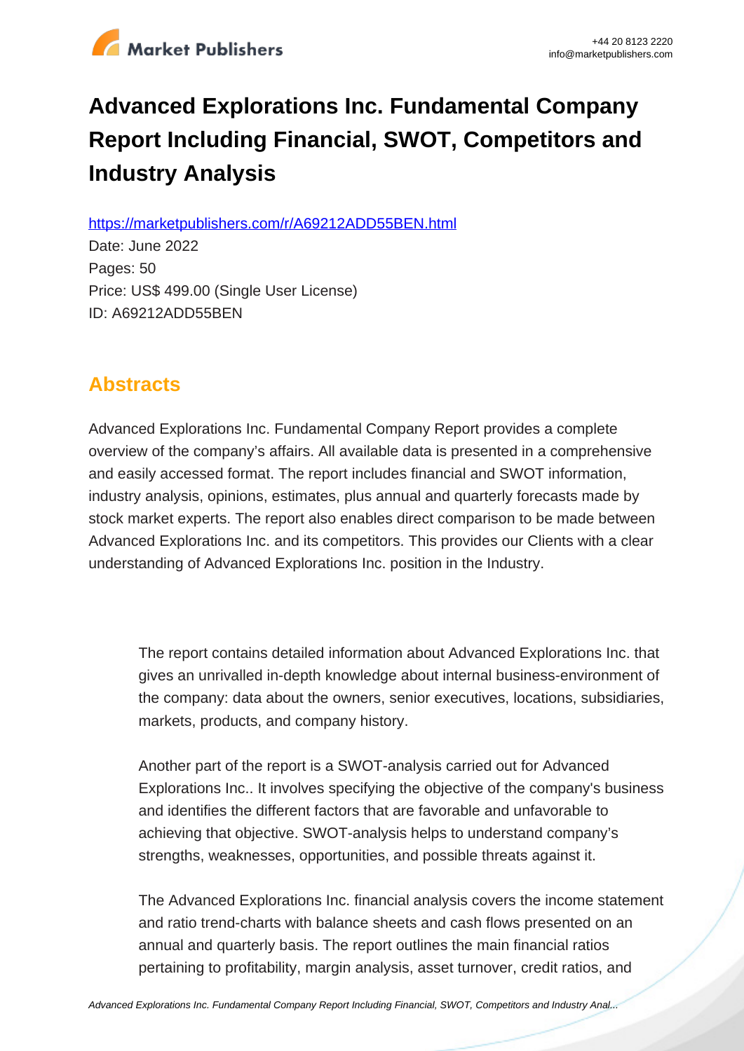# Advanced Explorations Inc. Fundamental Company Report Including Financial, SWOT, Competitors and Industry Analysis

https://marketpublishers.com/r/A69212ADD55BEN.html

Date: June 2022

Pages: 50

Price: US$ 499.00 (Single User License)

ID: A69212ADD55BEN

## Abstracts

Advanced Explorations Inc. Fundamental Company Report provides a complete overview of the company's affairs. All available data is presented in a comprehensive and easily accessed format. The report includes financial and SWOT information, industry analysis, opinions, estimates, plus annual and quarterly forecasts made by stock market experts. The report also enables direct comparison to be made between Advanced Explorations Inc. and its competitors. This provides our Clients with a clear understanding of Advanced Explorations Inc. position in the Industry.

> The report contains detailed information about Advanced Explorations Inc. that gives an unrivalled in-depth knowledge about internal business-environment of the company: data about the owners, senior executives, locations, subsidiaries, markets, products, and company history.
>
> Another part of the report is a SWOT-analysis carried out for Advanced Explorations Inc.. It involves specifying the objective of the company's business and identifies the different factors that are favorable and unfavorable to achieving that objective. SWOT-analysis helps to understand company's strengths, weaknesses, opportunities, and possible threats against it.
>
> The Advanced Explorations Inc. financial analysis covers the income statement and ratio trend-charts with balance sheets and cash flows presented on an annual and quarterly basis. The report outlines the main financial ratios pertaining to profitability, margin analysis, asset turnover, credit ratios, and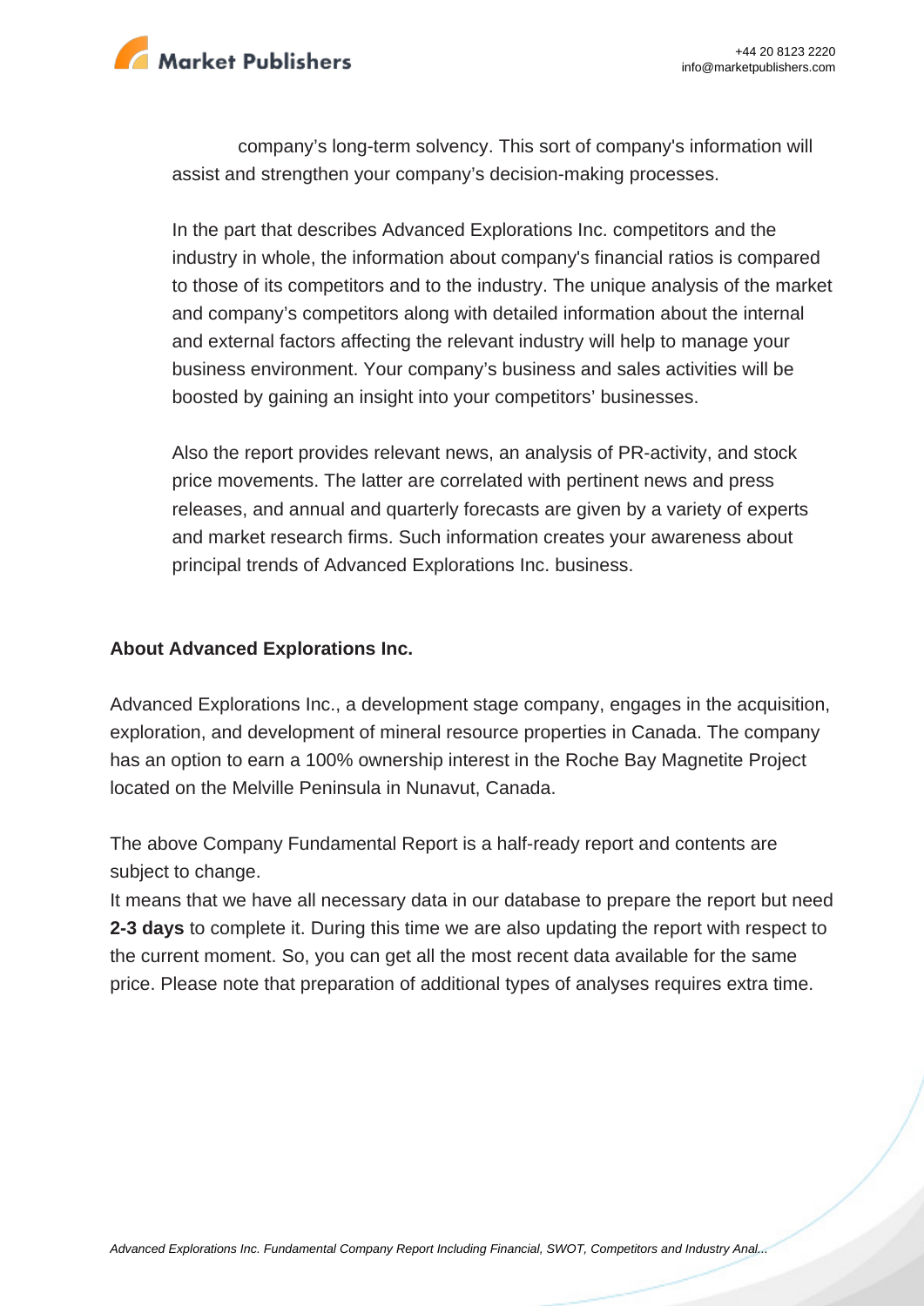company's long-term solvency. This sort of company's information will assist and strengthen your company's decision-making processes.

In the part that describes Advanced Explorations Inc. competitors and the industry in whole, the information about company's financial ratios is compared to those of its competitors and to the industry. The unique analysis of the market and company's competitors along with detailed information about the internal and external factors affecting the relevant industry will help to manage your business environment. Your company's business and sales activities will be boosted by gaining an insight into your competitors' businesses.

Also the report provides relevant news, an analysis of PR-activity, and stock price movements. The latter are correlated with pertinent news and press releases, and annual and quarterly forecasts are given by a variety of experts and market research firms. Such information creates your awareness about principal trends of Advanced Explorations Inc. business.

**About Advanced Explorations Inc.**

Advanced Explorations Inc., a development stage company, engages in the acquisition, exploration, and development of mineral resource properties in Canada. The company has an option to earn a 100% ownership interest in the Roche Bay Magnetite Project located on the Melville Peninsula in Nunavut, Canada.

The above Company Fundamental Report is a half-ready report and contents are subject to change.
It means that we have all necessary data in our database to prepare the report but need **2-3 days** to complete it. During this time we are also updating the report with respect to the current moment. So, you can get all the most recent data available for the same price. Please note that preparation of additional types of analyses requires extra time.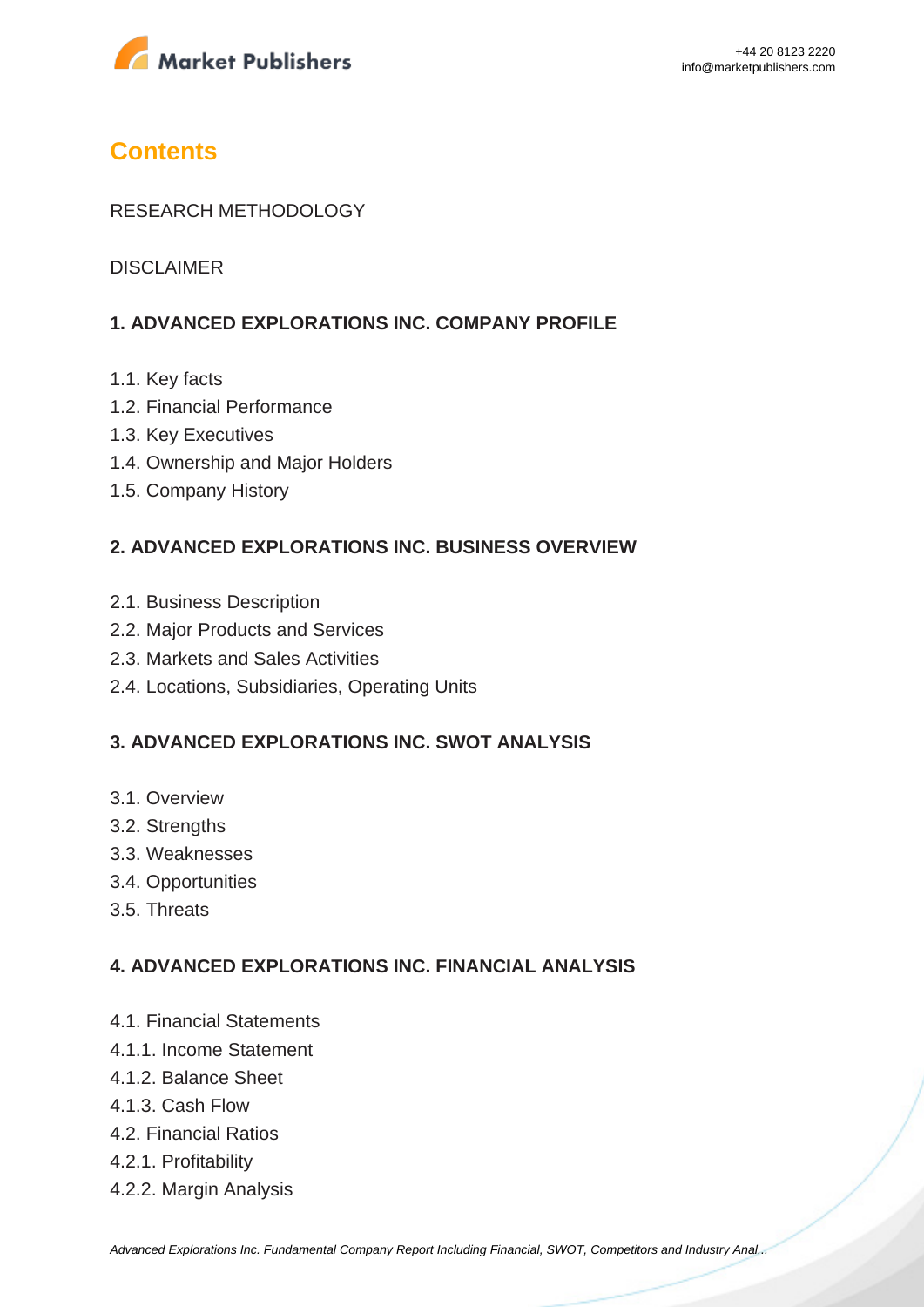# Contents

RESEARCH METHODOLOGY

DISCLAIMER

### 1. ADVANCED EXPLORATIONS INC. COMPANY PROFILE

1.1. Key facts
1.2. Financial Performance
1.3. Key Executives
1.4. Ownership and Major Holders
1.5. Company History

### 2. ADVANCED EXPLORATIONS INC. BUSINESS OVERVIEW

2.1. Business Description
2.2. Major Products and Services
2.3. Markets and Sales Activities
2.4. Locations, Subsidiaries, Operating Units

### 3. ADVANCED EXPLORATIONS INC. SWOT ANALYSIS

3.1. Overview
3.2. Strengths
3.3. Weaknesses
3.4. Opportunities
3.5. Threats

### 4. ADVANCED EXPLORATIONS INC. FINANCIAL ANALYSIS

4.1. Financial Statements
4.1.1. Income Statement
4.1.2. Balance Sheet
4.1.3. Cash Flow
4.2. Financial Ratios
4.2.1. Profitability
4.2.2. Margin Analysis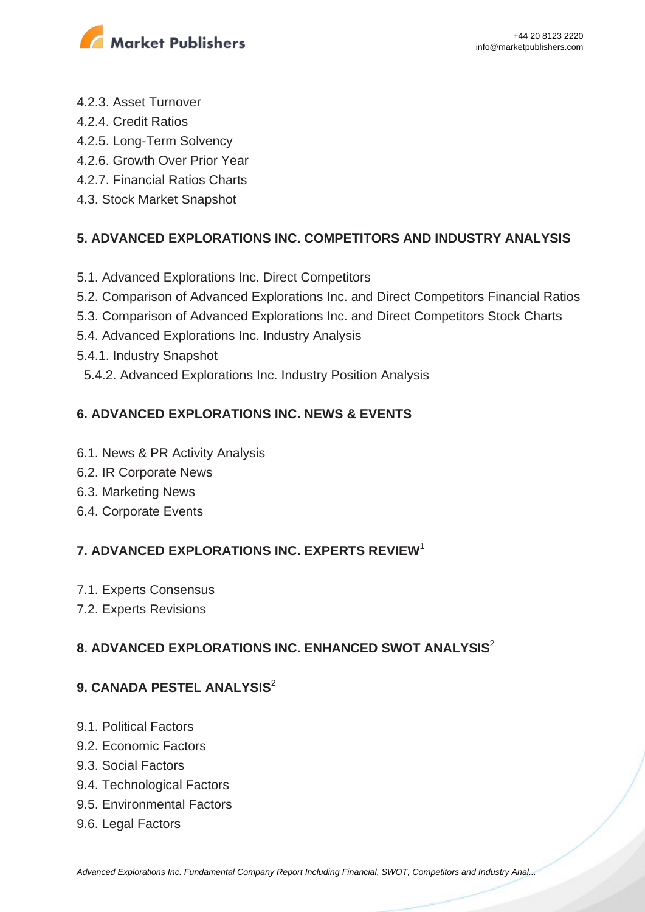4.2.3. Asset Turnover
4.2.4. Credit Ratios
4.2.5. Long-Term Solvency
4.2.6. Growth Over Prior Year
4.2.7. Financial Ratios Charts
4.3. Stock Market Snapshot

## 5. ADVANCED EXPLORATIONS INC. COMPETITORS AND INDUSTRY ANALYSIS

5.1. Advanced Explorations Inc. Direct Competitors
5.2. Comparison of Advanced Explorations Inc. and Direct Competitors Financial Ratios
5.3. Comparison of Advanced Explorations Inc. and Direct Competitors Stock Charts
5.4. Advanced Explorations Inc. Industry Analysis
5.4.1. Industry Snapshot
5.4.2. Advanced Explorations Inc. Industry Position Analysis

## 6. ADVANCED EXPLORATIONS INC. NEWS & EVENTS

6.1. News & PR Activity Analysis
6.2. IR Corporate News
6.3. Marketing News
6.4. Corporate Events

## 7. ADVANCED EXPLORATIONS INC. EXPERTS REVIEW[1]

7.1. Experts Consensus
7.2. Experts Revisions

## 8. ADVANCED EXPLORATIONS INC. ENHANCED SWOT ANALYSIS[2]

## 9. CANADA PESTEL ANALYSIS[2]

9.1. Political Factors
9.2. Economic Factors
9.3. Social Factors
9.4. Technological Factors
9.5. Environmental Factors
9.6. Legal Factors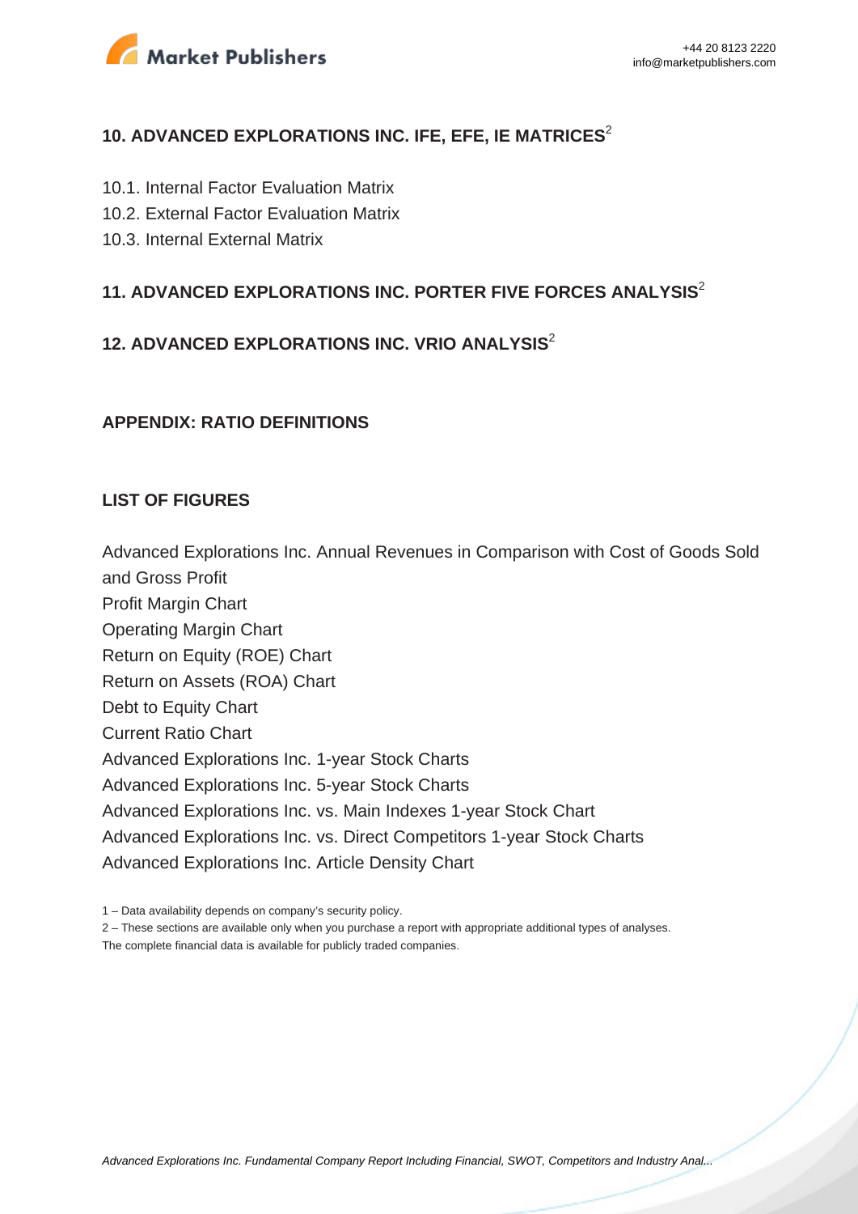## 10. ADVANCED EXPLORATIONS INC. IFE, EFE, IE MATRICES[2]

10.1. Internal Factor Evaluation Matrix
10.2. External Factor Evaluation Matrix
10.3. Internal External Matrix

## 11. ADVANCED EXPLORATIONS INC. PORTER FIVE FORCES ANALYSIS[2]

## 12. ADVANCED EXPLORATIONS INC. VRIO ANALYSIS[2]

## APPENDIX: RATIO DEFINITIONS

## LIST OF FIGURES

Advanced Explorations Inc. Annual Revenues in Comparison with Cost of Goods Sold and Gross Profit
Profit Margin Chart
Operating Margin Chart
Return on Equity (ROE) Chart
Return on Assets (ROA) Chart
Debt to Equity Chart
Current Ratio Chart
Advanced Explorations Inc. 1-year Stock Charts
Advanced Explorations Inc. 5-year Stock Charts
Advanced Explorations Inc. vs. Main Indexes 1-year Stock Chart
Advanced Explorations Inc. vs. Direct Competitors 1-year Stock Charts
Advanced Explorations Inc. Article Density Chart

1 – Data availability depends on company's security policy.
2 – These sections are available only when you purchase a report with appropriate additional types of analyses.
The complete financial data is available for publicly traded companies.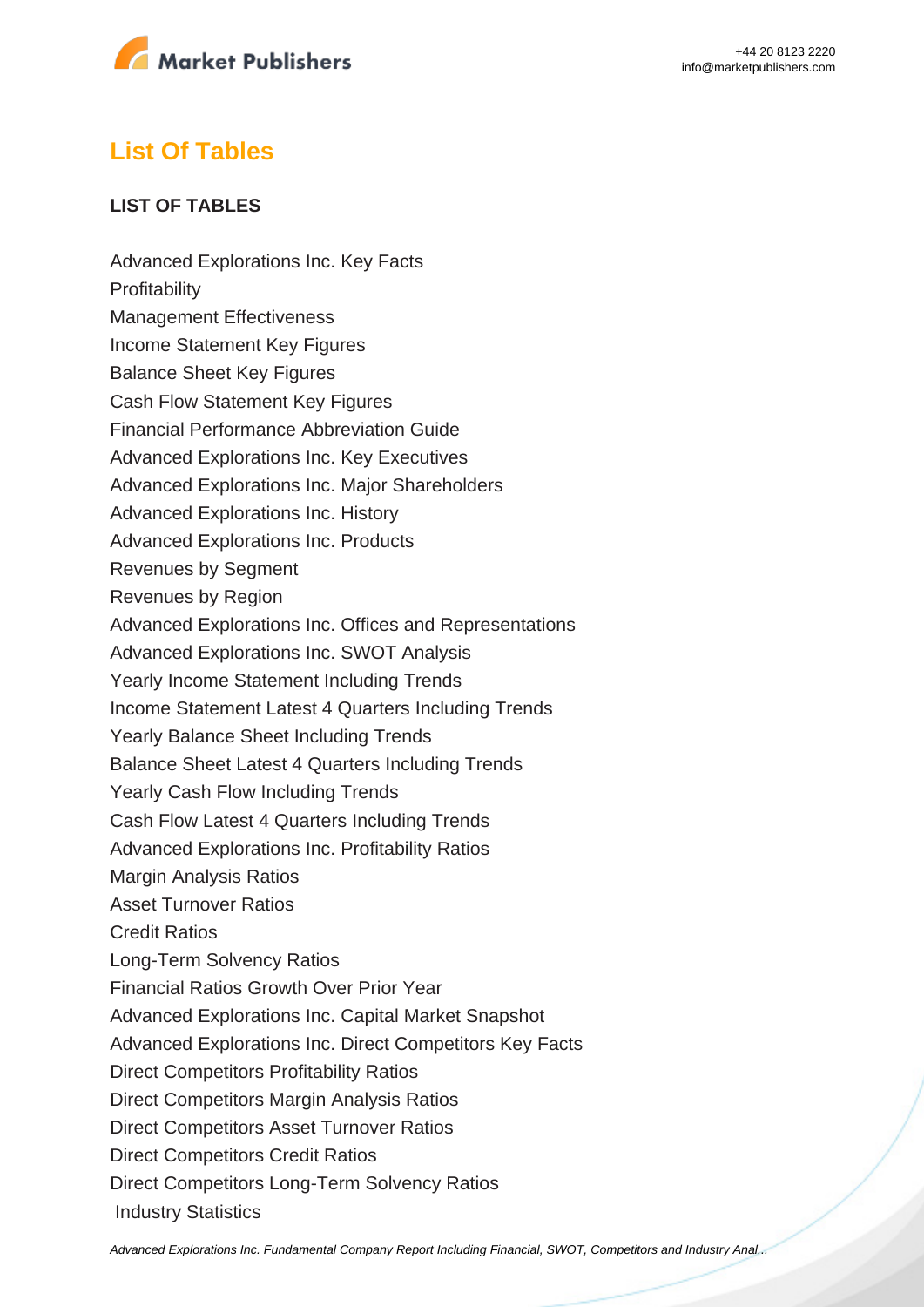## List Of Tables

**LIST OF TABLES**

Advanced Explorations Inc. Key Facts
Profitability
Management Effectiveness
Income Statement Key Figures
Balance Sheet Key Figures
Cash Flow Statement Key Figures
Financial Performance Abbreviation Guide
Advanced Explorations Inc. Key Executives
Advanced Explorations Inc. Major Shareholders
Advanced Explorations Inc. History
Advanced Explorations Inc. Products
Revenues by Segment
Revenues by Region
Advanced Explorations Inc. Offices and Representations
Advanced Explorations Inc. SWOT Analysis
Yearly Income Statement Including Trends
Income Statement Latest 4 Quarters Including Trends
Yearly Balance Sheet Including Trends
Balance Sheet Latest 4 Quarters Including Trends
Yearly Cash Flow Including Trends
Cash Flow Latest 4 Quarters Including Trends
Advanced Explorations Inc. Profitability Ratios
Margin Analysis Ratios
Asset Turnover Ratios
Credit Ratios
Long-Term Solvency Ratios
Financial Ratios Growth Over Prior Year
Advanced Explorations Inc. Capital Market Snapshot
Advanced Explorations Inc. Direct Competitors Key Facts
Direct Competitors Profitability Ratios
Direct Competitors Margin Analysis Ratios
Direct Competitors Asset Turnover Ratios
Direct Competitors Credit Ratios
Direct Competitors Long-Term Solvency Ratios
Industry Statistics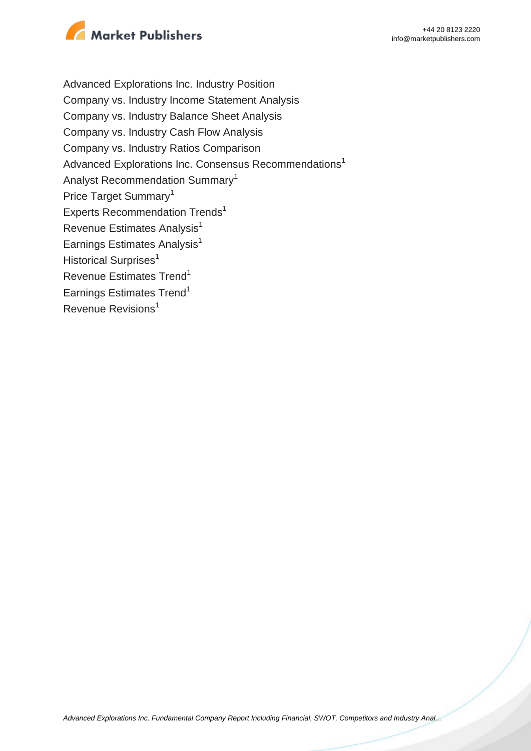Advanced Explorations Inc. Industry Position
Company vs. Industry Income Statement Analysis
Company vs. Industry Balance Sheet Analysis
Company vs. Industry Cash Flow Analysis
Company vs. Industry Ratios Comparison
Advanced Explorations Inc. Consensus Recommendations[1]
Analyst Recommendation Summary[1]
Price Target Summary[1]
Experts Recommendation Trends[1]
Revenue Estimates Analysis[1]
Earnings Estimates Analysis[1]
Historical Surprises[1]
Revenue Estimates Trend[1]
Earnings Estimates Trend[1]
Revenue Revisions[1]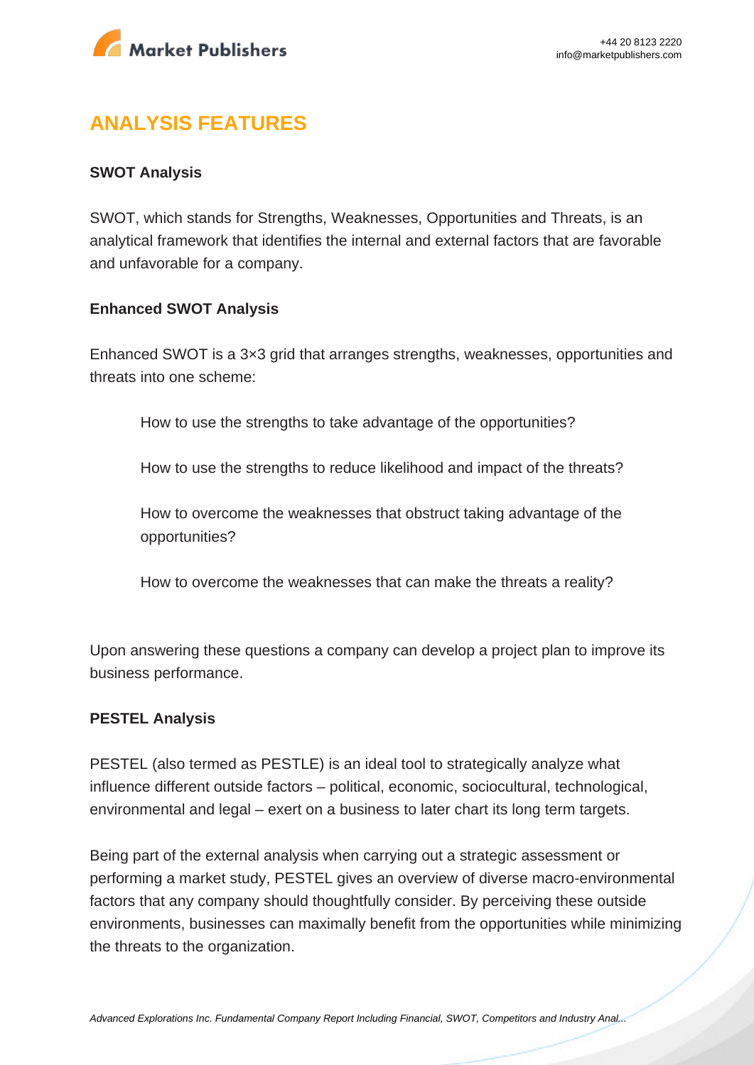# ANALYSIS FEATURES

**SWOT Analysis**

SWOT, which stands for Strengths, Weaknesses, Opportunities and Threats, is an analytical framework that identifies the internal and external factors that are favorable and unfavorable for a company.

**Enhanced SWOT Analysis**

Enhanced SWOT is a 3×3 grid that arranges strengths, weaknesses, opportunities and threats into one scheme:

How to use the strengths to take advantage of the opportunities?

How to use the strengths to reduce likelihood and impact of the threats?

How to overcome the weaknesses that obstruct taking advantage of the opportunities?

How to overcome the weaknesses that can make the threats a reality?

Upon answering these questions a company can develop a project plan to improve its business performance.

**PESTEL Analysis**

PESTEL (also termed as PESTLE) is an ideal tool to strategically analyze what influence different outside factors – political, economic, sociocultural, technological, environmental and legal – exert on a business to later chart its long term targets.

Being part of the external analysis when carrying out a strategic assessment or performing a market study, PESTEL gives an overview of diverse macro-environmental factors that any company should thoughtfully consider. By perceiving these outside environments, businesses can maximally benefit from the opportunities while minimizing the threats to the organization.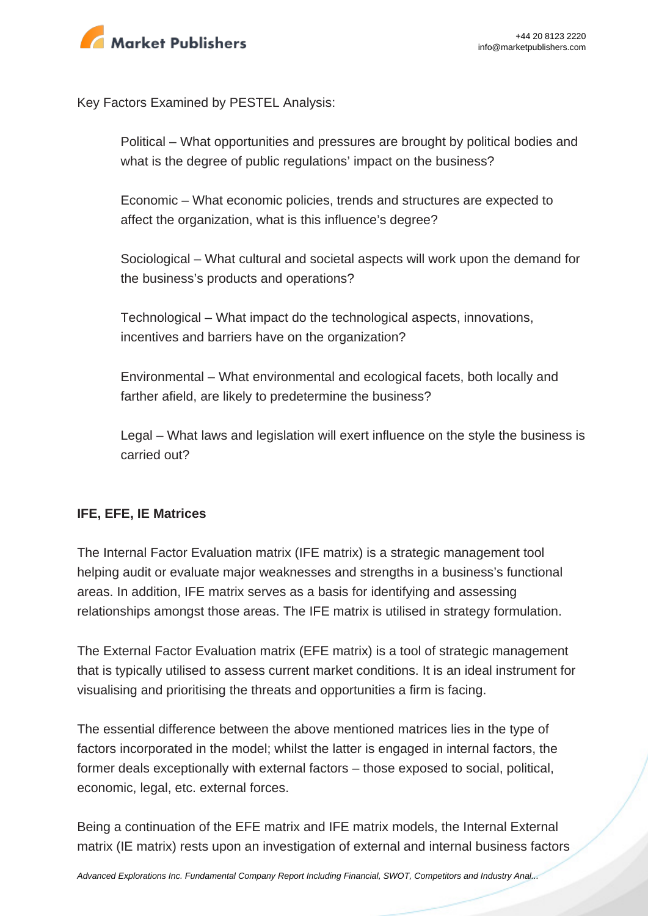Key Factors Examined by PESTEL Analysis:

> Political – What opportunities and pressures are brought by political bodies and what is the degree of public regulations' impact on the business?
>
> Economic – What economic policies, trends and structures are expected to affect the organization, what is this influence's degree?
>
> Sociological – What cultural and societal aspects will work upon the demand for the business's products and operations?
>
> Technological – What impact do the technological aspects, innovations, incentives and barriers have on the organization?
>
> Environmental – What environmental and ecological facets, both locally and farther afield, are likely to predetermine the business?
>
> Legal – What laws and legislation will exert influence on the style the business is carried out?

**IFE, EFE, IE Matrices**

The Internal Factor Evaluation matrix (IFE matrix) is a strategic management tool helping audit or evaluate major weaknesses and strengths in a business's functional areas. In addition, IFE matrix serves as a basis for identifying and assessing relationships amongst those areas. The IFE matrix is utilised in strategy formulation.

The External Factor Evaluation matrix (EFE matrix) is a tool of strategic management that is typically utilised to assess current market conditions. It is an ideal instrument for visualising and prioritising the threats and opportunities a firm is facing.

The essential difference between the above mentioned matrices lies in the type of factors incorporated in the model; whilst the latter is engaged in internal factors, the former deals exceptionally with external factors – those exposed to social, political, economic, legal, etc. external forces.

Being a continuation of the EFE matrix and IFE matrix models, the Internal External matrix (IE matrix) rests upon an investigation of external and internal business factors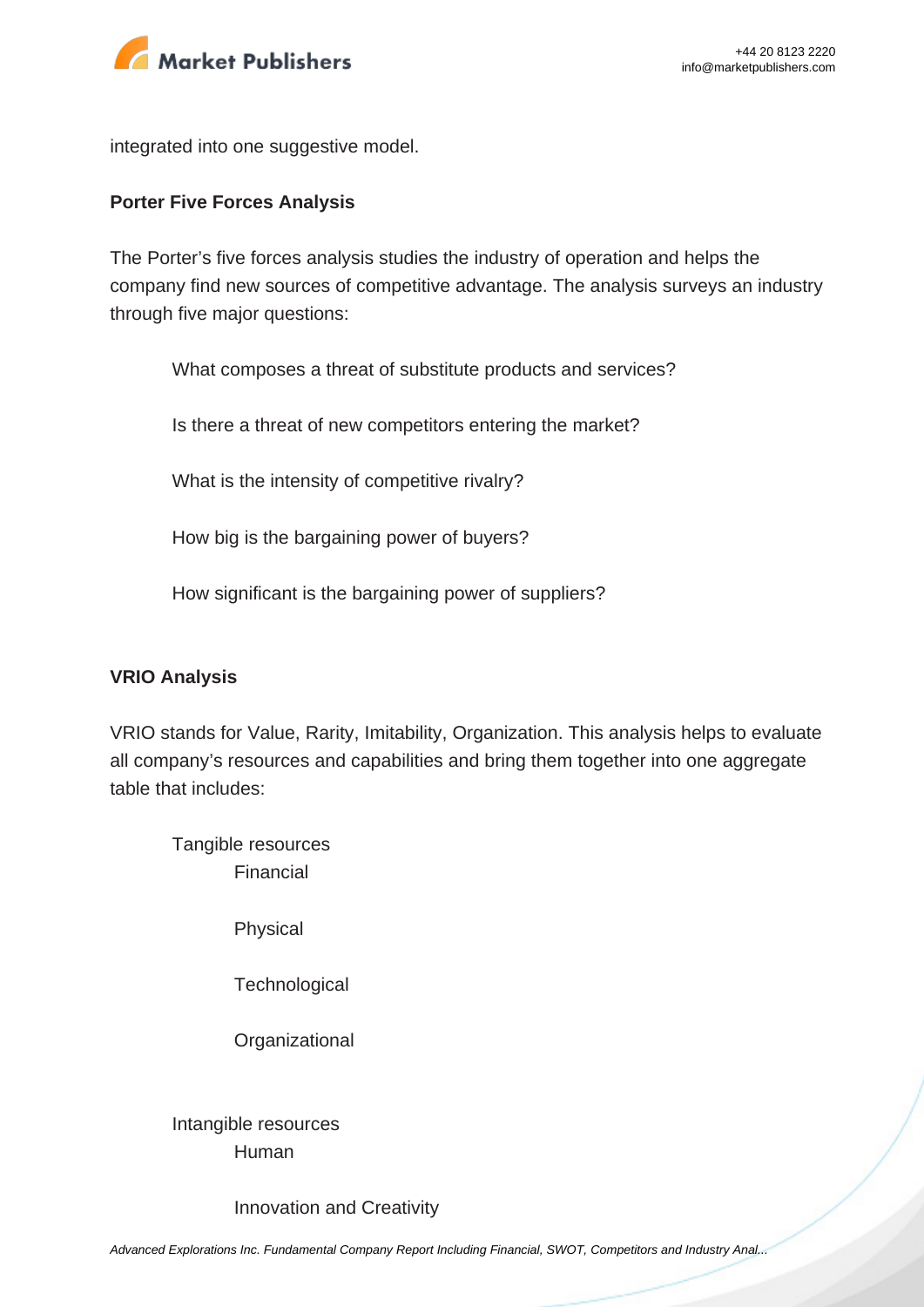integrated into one suggestive model.

**Porter Five Forces Analysis**

The Porter's five forces analysis studies the industry of operation and helps the company find new sources of competitive advantage. The analysis surveys an industry through five major questions:

- What composes a threat of substitute products and services?
- Is there a threat of new competitors entering the market?
- What is the intensity of competitive rivalry?
- How big is the bargaining power of buyers?
- How significant is the bargaining power of suppliers?

**VRIO Analysis**

VRIO stands for Value, Rarity, Imitability, Organization. This analysis helps to evaluate all company's resources and capabilities and bring them together into one aggregate table that includes:

- Tangible resources
  - Financial
  - Physical
  - Technological
  - Organizational
- Intangible resources
  - Human
  - Innovation and Creativity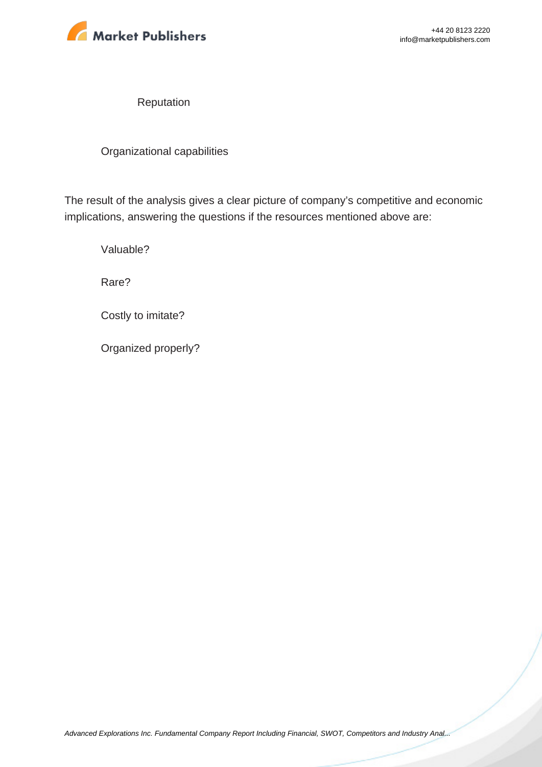- Reputation
- Organizational capabilities

The result of the analysis gives a clear picture of company's competitive and economic implications, answering the questions if the resources mentioned above are:

- Valuable?
- Rare?
- Costly to imitate?
- Organized properly?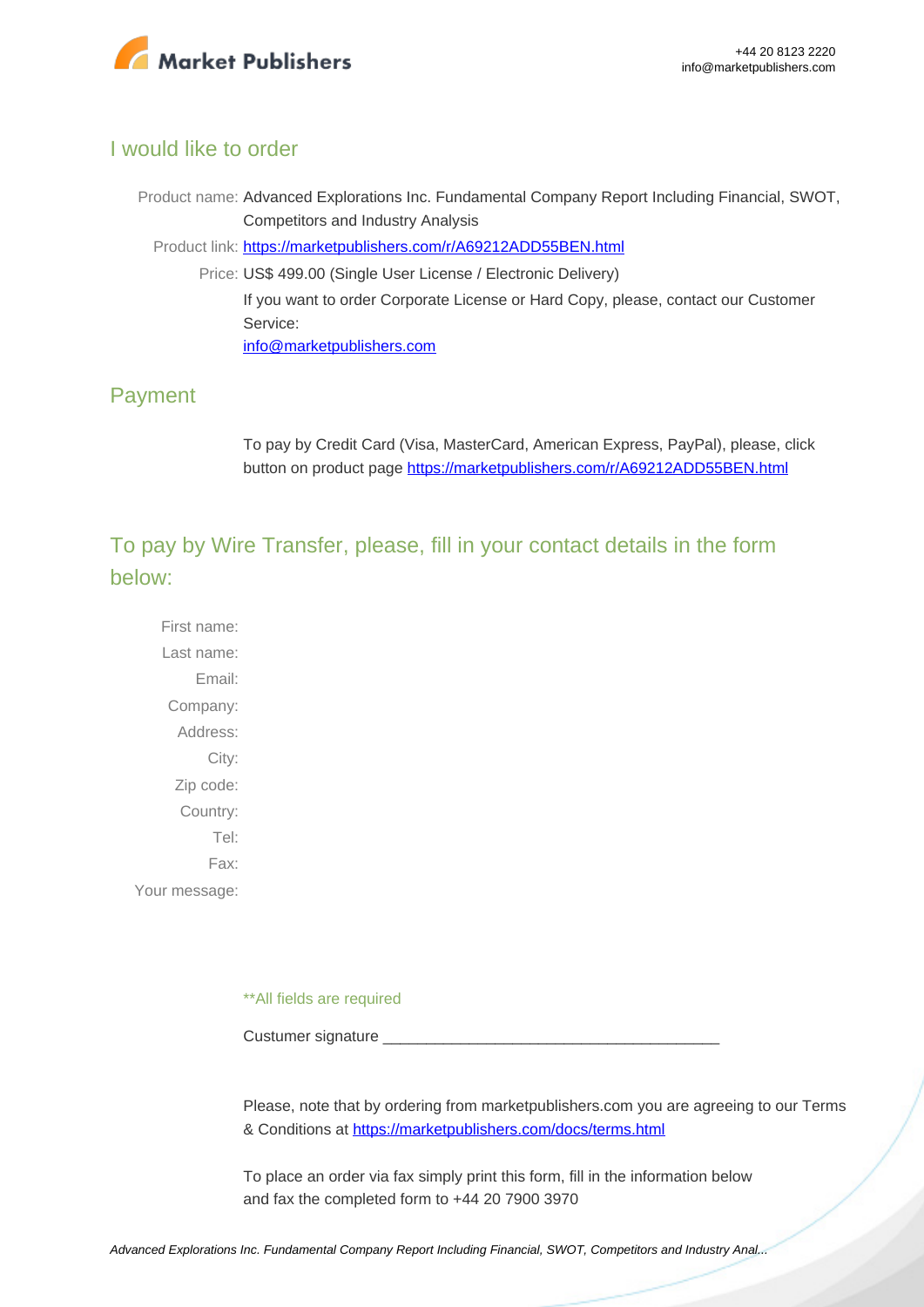## I would like to order

Product name: Advanced Explorations Inc. Fundamental Company Report Including Financial, SWOT, Competitors and Industry Analysis

Product link: https://marketpublishers.com/r/A69212ADD55BEN.html

Price: US$ 499.00 (Single User License / Electronic Delivery)

If you want to order Corporate License or Hard Copy, please, contact our Customer Service:

info@marketpublishers.com

## Payment

To pay by Credit Card (Visa, MasterCard, American Express, PayPal), please, click button on product page https://marketpublishers.com/r/A69212ADD55BEN.html

## To pay by Wire Transfer, please, fill in your contact details in the form below:

First name:

Last name:

Email:

Company:

Address:

City:

Zip code:

Country:

Tel:

Fax:

Your message:

**All fields are required

Custumer signature _______________________________________

Please, note that by ordering from marketpublishers.com you are agreeing to our Terms & Conditions at https://marketpublishers.com/docs/terms.html

To place an order via fax simply print this form, fill in the information below and fax the completed form to +44 20 7900 3970